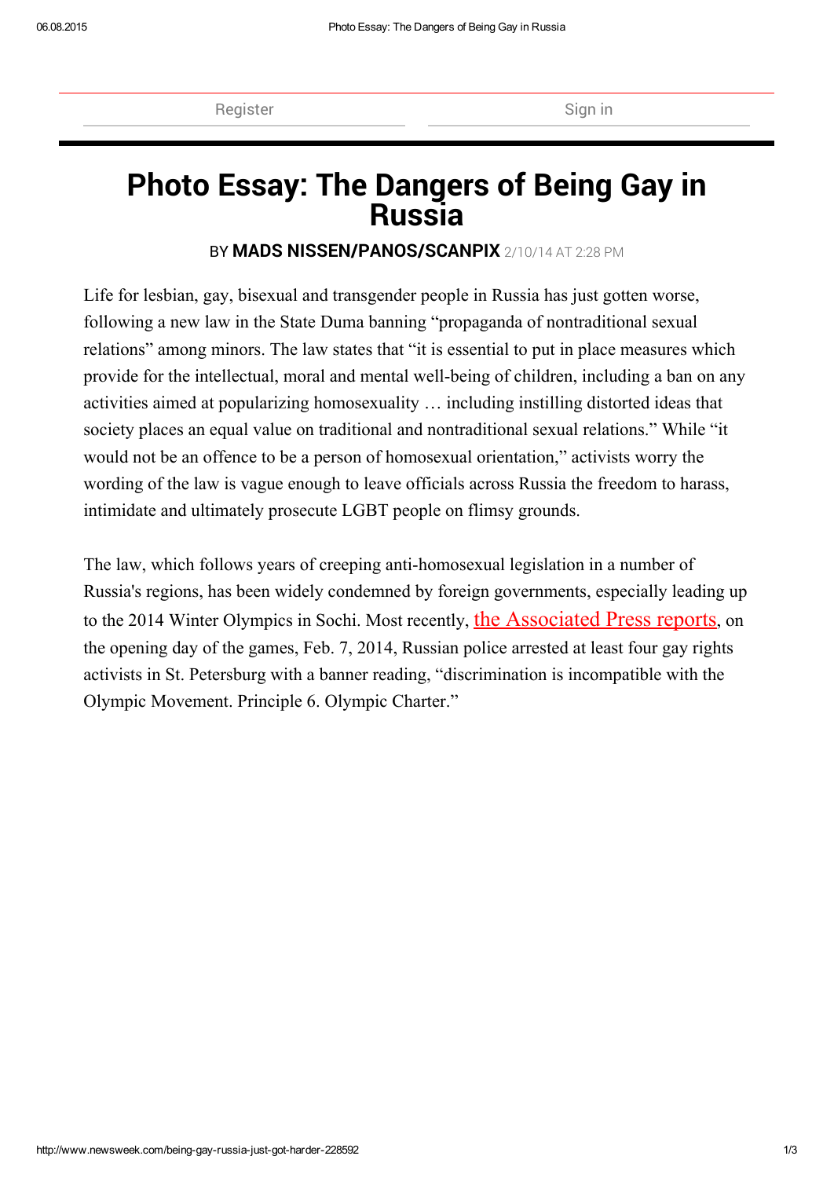# Photo Essay: The Dangers of Being Gay in Russia

BY **MADS NISSEN/PANOS/SCANPIX** 2/10/14 AT 2:28 PM

Life for lesbian, gay, bisexual and transgender people in Russia has just gotten worse, following a new law in the State Duma banning "propaganda of nontraditional sexual relations" among minors. The law states that "it is essential to put in place measures which provide for the intellectual, moral and mental well-being of children, including a ban on any activities aimed at popularizing homosexuality … including instilling distorted ideas that society places an equal value on traditional and nontraditional sexual relations." While "it would not be an offence to be a person of homosexual orientation," activists worry the wording of the law is vague enough to leave officials across Russia the freedom to harass, intimidate and ultimately prosecute LGBT people on flimsy grounds.

The law, which follows years of creeping anti-homosexual legislation in a number of Russia's regions, has been widely condemned by foreign governments, especially leading up to the 2014 Winter Olympics in Sochi. Most recently, the Associated Press reports, on the opening day of the games, Feb. 7, 2014, Russian police arrested at least four gay rights activists in St. Petersburg with a banner reading, "discrimination is incompatible with the Olympic Movement. Principle 6. Olympic Charter."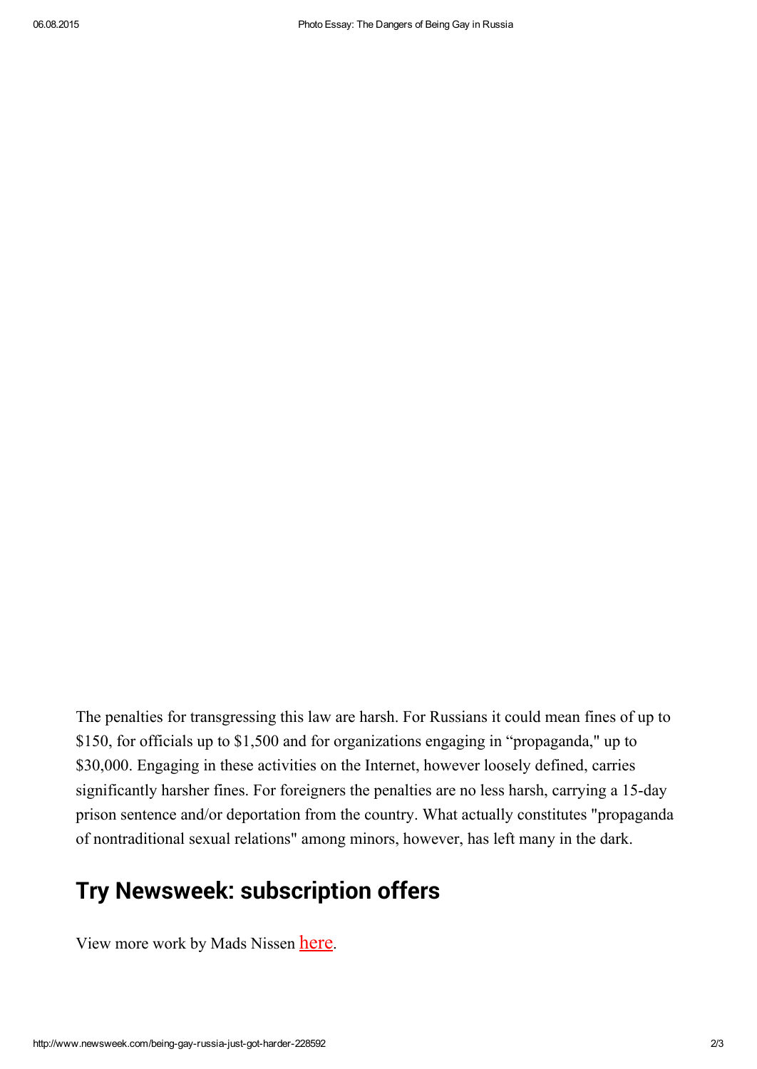The penalties for transgressing this law are harsh. For Russians it could mean fines of up to $150, for officials up to $1,500 and for organizations engaging in "propaganda," up to $30,000. Engaging in these activities on the Internet, however loosely defined, carries significantly harsher fines. For foreigners the penalties are no less harsh, carrying a 15-day prison sentence and/or deportation from the country. What actually constitutes "propaganda of nontraditional sexual relations" among minors, however, has left many in the dark.

## Try Newsweek: subscription offers

View more work by Mads Nissen here.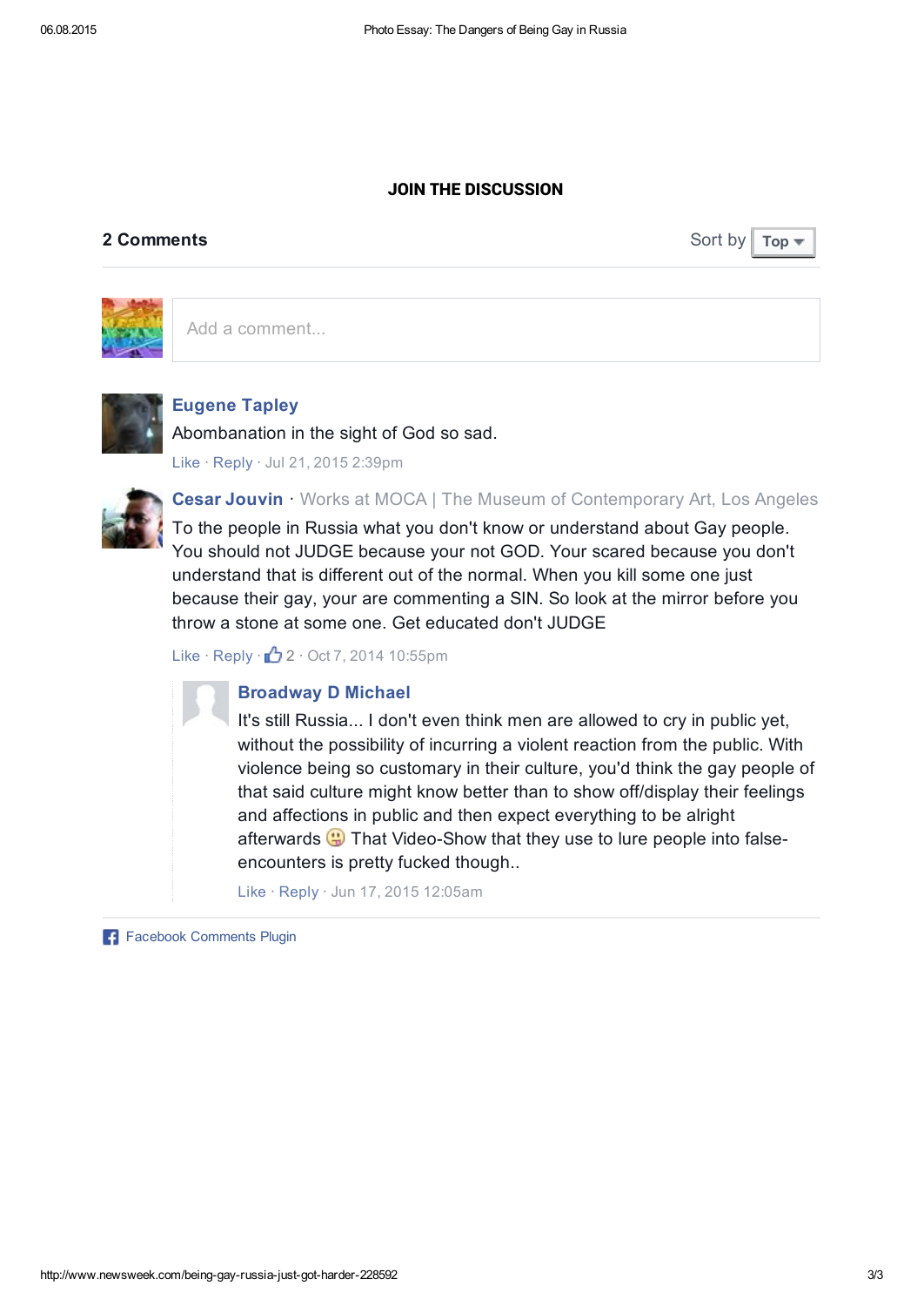## JOIN THE DISCUSSION

**2 Comments**

Sort by Top

Add a comment...

**Eugene Tapley**

Abombanation in the sight of God so sad.

Like · Reply · Jul 21, 2015 2:39pm

**Cesar Jouvin** · Works at MOCA | The Museum of Contemporary Art, Los Angeles

To the people in Russia what you don't know or understand about Gay people. You should not JUDGE because your not GOD. Your scared because you don't understand that is different out of the normal. When you kill some one just because their gay, your are commenting a SIN. So look at the mirror before you throw a stone at some one. Get educated don't JUDGE

Like · Reply · 2 · Oct 7, 2014 10:55pm

> **Broadway D Michael**
>
> It's still Russia... I don't even think men are allowed to cry in public yet, without the possibility of incurring a violent reaction from the public. With violence being so customary in their culture, you'd think the gay people of that said culture might know better than to show off/display their feelings and affections in public and then expect everything to be alright afterwards 😲 That Video-Show that they use to lure people into false-encounters is pretty fucked though..
>
> Like · Reply · Jun 17, 2015 12:05am

Facebook Comments Plugin